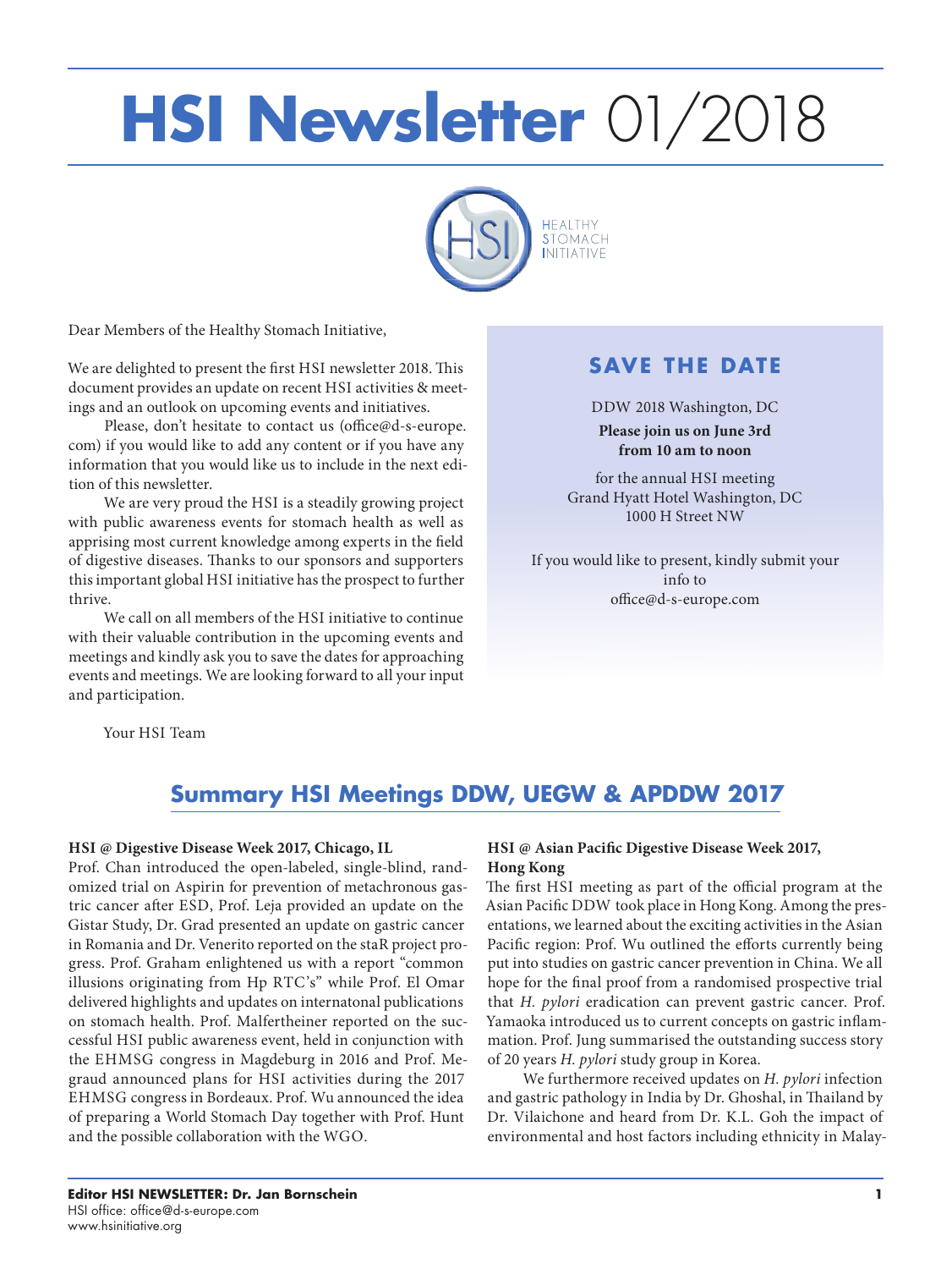# HSI Newsletter 01/2018

HEALTHY STOMACH INITIATIVE

Dear Members of the Healthy Stomach Initiative,

We are delighted to present the first HSI newsletter 2018. This document provides an update on recent HSI activities & meetings and an outlook on upcoming events and initiatives.

Please, don't hesitate to contact us (office@d-s-europe.com) if you would like to add any content or if you have any information that you would like us to include in the next edition of this newsletter.

We are very proud the HSI is a steadily growing project with public awareness events for stomach health as well as apprising most current knowledge among experts in the field of digestive diseases. Thanks to our sponsors and supporters this important global HSI initiative has the prospect to further thrive.

We call on all members of the HSI initiative to continue with their valuable contribution in the upcoming events and meetings and kindly ask you to save the dates for approaching events and meetings. We are looking forward to all your input and participation.

Your HSI Team

## SAVE THE DATE

DDW 2018 Washington, DC

**Please join us on June 3rd from 10 am to noon**

for the annual HSI meeting
Grand Hyatt Hotel Washington, DC
1000 H Street NW

If you would like to present, kindly submit your info to
office@d-s-europe.com

## Summary HSI Meetings DDW, UEGW & APDDW 2017

**HSI @ Digestive Disease Week 2017, Chicago, IL**

Prof. Chan introduced the open-labeled, single-blind, randomized trial on Aspirin for prevention of metachronous gastric cancer after ESD, Prof. Leja provided an update on the Gistar Study, Dr. Grad presented an update on gastric cancer in Romania and Dr. Venerito reported on the staR project progress. Prof. Graham enlightened us with a report "common illusions originating from Hp RTC's" while Prof. El Omar delivered highlights and updates on internatonal publications on stomach health. Prof. Malfertheiner reported on the successful HSI public awareness event, held in conjunction with the EHMSG congress in Magdeburg in 2016 and Prof. Megraud announced plans for HSI activities during the 2017 EHMSG congress in Bordeaux. Prof. Wu announced the idea of preparing a World Stomach Day together with Prof. Hunt and the possible collaboration with the WGO.

**HSI @ Asian Pacific Digestive Disease Week 2017, Hong Kong**

The first HSI meeting as part of the official program at the Asian Pacific DDW took place in Hong Kong. Among the presentations, we learned about the exciting activities in the Asian Pacific region: Prof. Wu outlined the efforts currently being put into studies on gastric cancer prevention in China. We all hope for the final proof from a randomised prospective trial that *H. pylori* eradication can prevent gastric cancer. Prof. Yamaoka introduced us to current concepts on gastric inflammation. Prof. Jung summarised the outstanding success story of 20 years *H. pylori* study group in Korea.

We furthermore received updates on *H. pylori* infection and gastric pathology in India by Dr. Ghoshal, in Thailand by Dr. Vilaichone and heard from Dr. K.L. Goh the impact of environmental and host factors including ethnicity in Malay-

**Editor HSI NEWSLETTER: Dr. Jan Bornschein**
HSI office: office@d-s-europe.com
www.hsinitiative.org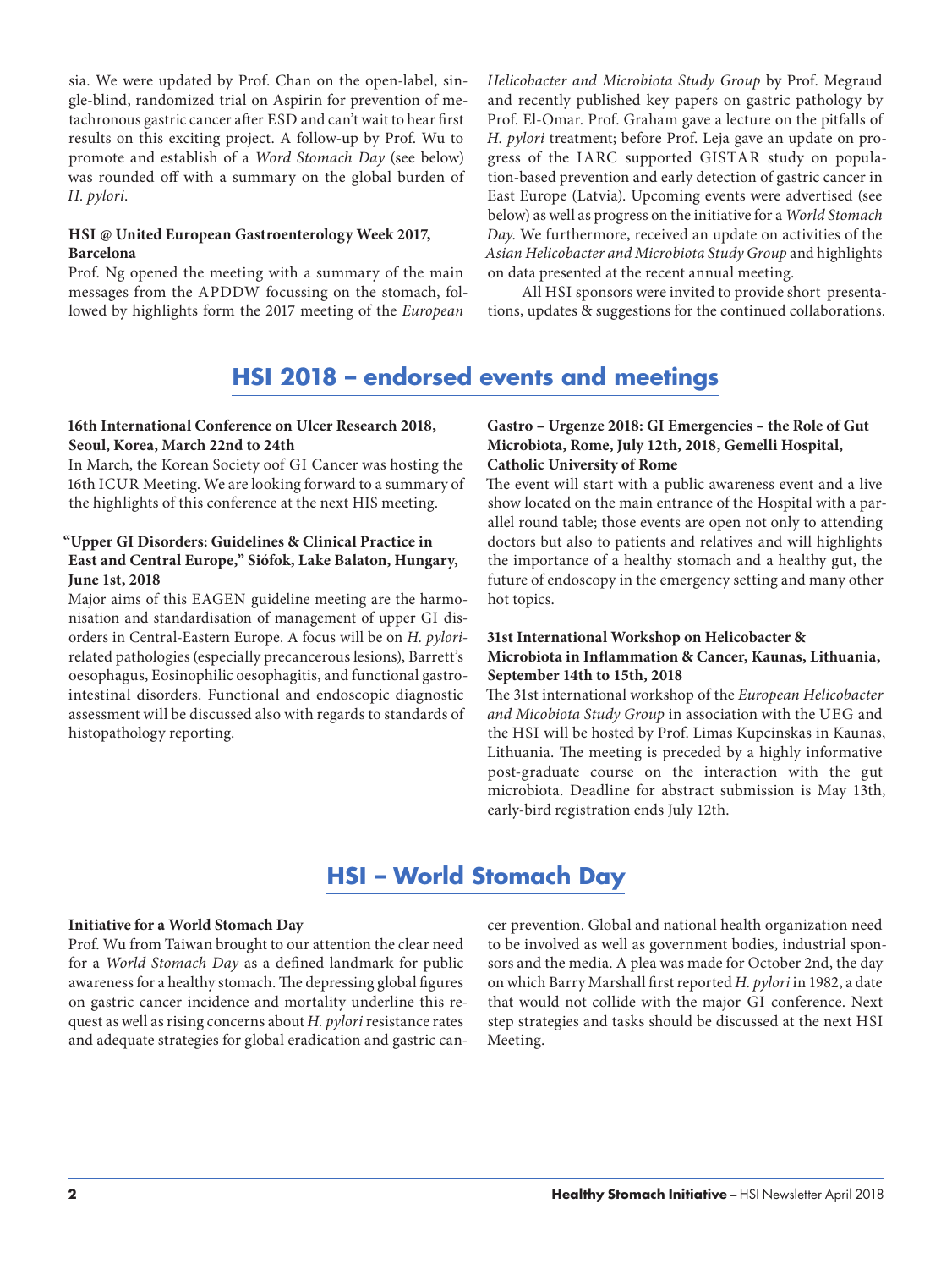sia. We were updated by Prof. Chan on the open-label, single-blind, randomized trial on Aspirin for prevention of metachronous gastric cancer after ESD and can't wait to hear first results on this exciting project. A follow-up by Prof. Wu to promote and establish of a *Word Stomach Day* (see below) was rounded off with a summary on the global burden of *H. pylori*.

**HSI @ United European Gastroenterology Week 2017, Barcelona**

Prof. Ng opened the meeting with a summary of the main messages from the APDDW focussing on the stomach, followed by highlights form the 2017 meeting of the *European Helicobacter and Microbiota Study Group* by Prof. Megraud and recently published key papers on gastric pathology by Prof. El-Omar. Prof. Graham gave a lecture on the pitfalls of *H. pylori* treatment; before Prof. Leja gave an update on progress of the IARC supported GISTAR study on population-based prevention and early detection of gastric cancer in East Europe (Latvia). Upcoming events were advertised (see below) as well as progress on the initiative for a *World Stomach Day*. We furthermore, received an update on activities of the *Asian Helicobacter and Microbiota Study Group* and highlights on data presented at the recent annual meeting.

All HSI sponsors were invited to provide short presentations, updates & suggestions for the continued collaborations.

## HSI 2018 – endorsed events and meetings

**16th International Conference on Ulcer Research 2018, Seoul, Korea, March 22nd to 24th**

In March, the Korean Society oof GI Cancer was hosting the 16th ICUR Meeting. We are looking forward to a summary of the highlights of this conference at the next HIS meeting.

**"Upper GI Disorders: Guidelines & Clinical Practice in East and Central Europe," Siófok, Lake Balaton, Hungary, June 1st, 2018**

Major aims of this EAGEN guideline meeting are the harmonisation and standardisation of management of upper GI disorders in Central-Eastern Europe. A focus will be on *H. pylori*-related pathologies (especially precancerous lesions), Barrett's oesophagus, Eosinophilic oesophagitis, and functional gastrointestinal disorders. Functional and endoscopic diagnostic assessment will be discussed also with regards to standards of histopathology reporting.

**Gastro – Urgenze 2018: GI Emergencies – the Role of Gut Microbiota, Rome, July 12th, 2018, Gemelli Hospital, Catholic University of Rome**

The event will start with a public awareness event and a live show located on the main entrance of the Hospital with a parallel round table; those events are open not only to attending doctors but also to patients and relatives and will highlights the importance of a healthy stomach and a healthy gut, the future of endoscopy in the emergency setting and many other hot topics.

**31st International Workshop on Helicobacter & Microbiota in Inflammation & Cancer, Kaunas, Lithuania, September 14th to 15th, 2018**

The 31st international workshop of the *European Helicobacter and Micobiota Study Group* in association with the UEG and the HSI will be hosted by Prof. Limas Kupcinskas in Kaunas, Lithuania. The meeting is preceded by a highly informative post-graduate course on the interaction with the gut microbiota. Deadline for abstract submission is May 13th, early-bird registration ends July 12th.

## HSI – World Stomach Day

**Initiative for a World Stomach Day**

Prof. Wu from Taiwan brought to our attention the clear need for a *World Stomach Day* as a defined landmark for public awareness for a healthy stomach. The depressing global figures on gastric cancer incidence and mortality underline this request as well as rising concerns about *H. pylori* resistance rates and adequate strategies for global eradication and gastric cancer prevention. Global and national health organization need to be involved as well as government bodies, industrial sponsors and the media. A plea was made for October 2nd, the day on which Barry Marshall first reported *H. pylori* in 1982, a date that would not collide with the major GI conference. Next step strategies and tasks should be discussed at the next HSI Meeting.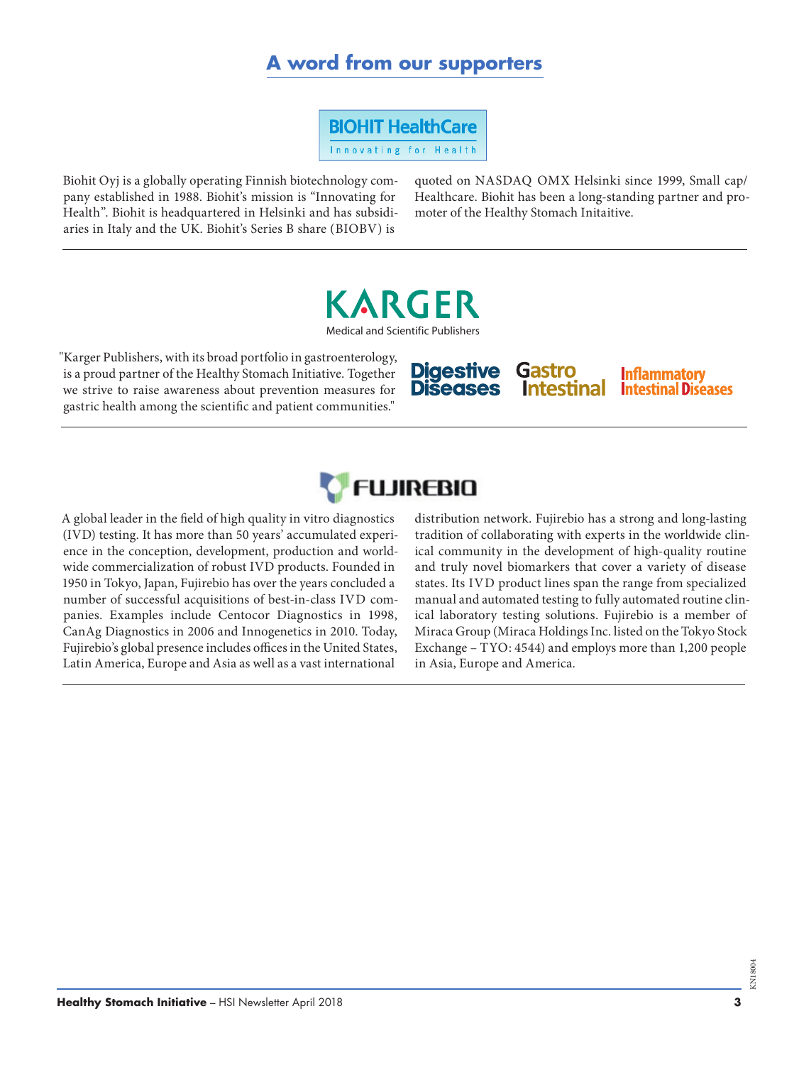## A word from our supporters

**BIOHIT HealthCare**

Innovating for Health

Biohit Oyj is a globally operating Finnish biotechnology company established in 1988. Biohit's mission is "Innovating for Health". Biohit is headquartered in Helsinki and has subsidiaries in Italy and the UK. Biohit's Series B share (BIOBV) is quoted on NASDAQ OMX Helsinki since 1999, Small cap/ Healthcare. Biohit has been a long-standing partner and promoter of the Healthy Stomach Initaitive.

---

**KARGER**

Medical and Scientific Publishers

"Karger Publishers, with its broad portfolio in gastroenterology, is a proud partner of the Healthy Stomach Initiative. Together we strive to raise awareness about prevention measures for gastric health among the scientific and patient communities."

Digestive Diseases | Gastro Intestinal | Inflammatory Intestinal Diseases

---

**FUJIREBIO**

A global leader in the field of high quality in vitro diagnostics (IVD) testing. It has more than 50 years' accumulated experience in the conception, development, production and worldwide commercialization of robust IVD products. Founded in 1950 in Tokyo, Japan, Fujirebio has over the years concluded a number of successful acquisitions of best-in-class IVD companies. Examples include Centocor Diagnostics in 1998, CanAg Diagnostics in 2006 and Innogenetics in 2010. Today, Fujirebio's global presence includes offices in the United States, Latin America, Europe and Asia as well as a vast international distribution network. Fujirebio has a strong and long-lasting tradition of collaborating with experts in the worldwide clinical community in the development of high-quality routine and truly novel biomarkers that cover a variety of disease states. Its IVD product lines span the range from specialized manual and automated testing to fully automated routine clinical laboratory testing solutions. Fujirebio is a member of Miraca Group (Miraca Holdings Inc. listed on the Tokyo Stock Exchange – TYO: 4544) and employs more than 1,200 people in Asia, Europe and America.

KN18004